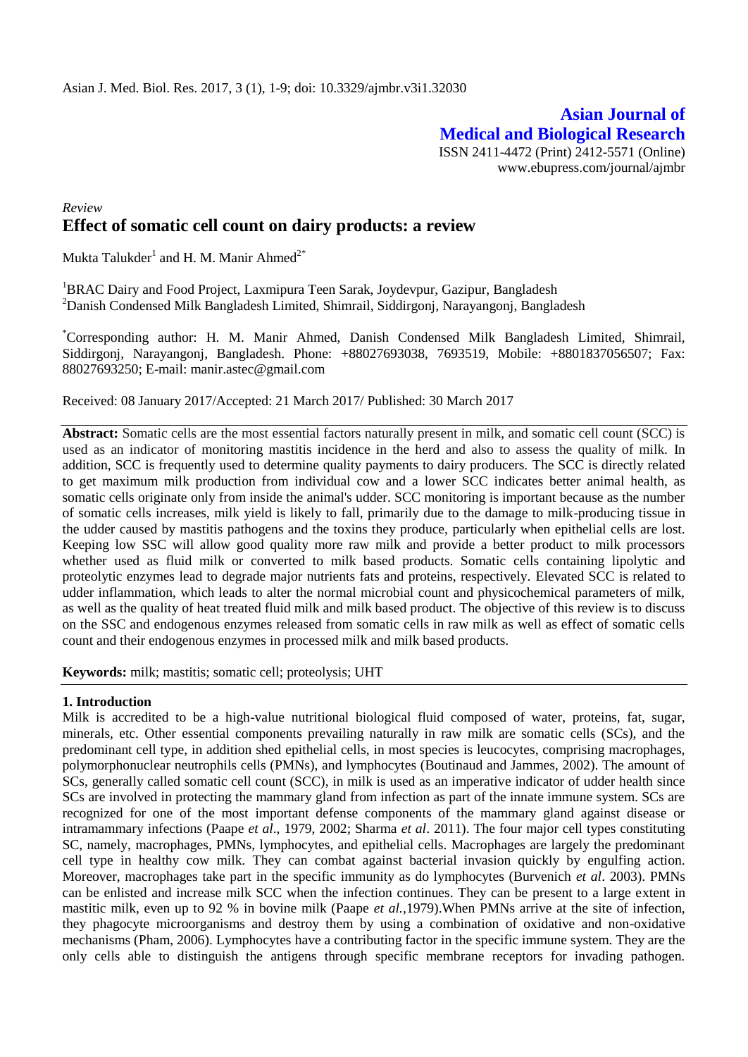Asian J. Med. Biol. Res. 2017, 3 (1), 1-9; doi: 10.3329/ajmbr.v3i1.32030

**Asian Journal of Medical and Biological Research**
ISSN 2411-4472 (Print) 2412-5571 (Online)
www.ebupress.com/journal/ajmbr

*Review*

# Effect of somatic cell count on dairy products: a review

Mukta Talukder[1] and H. M. Manir Ahmed[2*]

[1]BRAC Dairy and Food Project, Laxmipura Teen Sarak, Joydevpur, Gazipur, Bangladesh
[2]Danish Condensed Milk Bangladesh Limited, Shimrail, Siddirgonj, Narayangonj, Bangladesh

[*]Corresponding author: H. M. Manir Ahmed, Danish Condensed Milk Bangladesh Limited, Shimrail, Siddirgonj, Narayangonj, Bangladesh. Phone: +88027693038, 7693519, Mobile: +8801837056507; Fax: 88027693250; E-mail: manir.astec@gmail.com

Received: 08 January 2017/Accepted: 21 March 2017/ Published: 30 March 2017

**Abstract:** Somatic cells are the most essential factors naturally present in milk, and somatic cell count (SCC) is used as an indicator of monitoring mastitis incidence in the herd and also to assess the quality of milk. In addition, SCC is frequently used to determine quality payments to dairy producers. The SCC is directly related to get maximum milk production from individual cow and a lower SCC indicates better animal health, as somatic cells originate only from inside the animal's udder. SCC monitoring is important because as the number of somatic cells increases, milk yield is likely to fall, primarily due to the damage to milk-producing tissue in the udder caused by mastitis pathogens and the toxins they produce, particularly when epithelial cells are lost. Keeping low SSC will allow good quality more raw milk and provide a better product to milk processors whether used as fluid milk or converted to milk based products. Somatic cells containing lipolytic and proteolytic enzymes lead to degrade major nutrients fats and proteins, respectively. Elevated SCC is related to udder inflammation, which leads to alter the normal microbial count and physicochemical parameters of milk, as well as the quality of heat treated fluid milk and milk based product. The objective of this review is to discuss on the SSC and endogenous enzymes released from somatic cells in raw milk as well as effect of somatic cells count and their endogenous enzymes in processed milk and milk based products.

**Keywords:** milk; mastitis; somatic cell; proteolysis; UHT

## 1. Introduction

Milk is accredited to be a high-value nutritional biological fluid composed of water, proteins, fat, sugar, minerals, etc. Other essential components prevailing naturally in raw milk are somatic cells (SCs), and the predominant cell type, in addition shed epithelial cells, in most species is leucocytes, comprising macrophages, polymorphonuclear neutrophils cells (PMNs), and lymphocytes (Boutinaud and Jammes, 2002). The amount of SCs, generally called somatic cell count (SCC), in milk is used as an imperative indicator of udder health since SCs are involved in protecting the mammary gland from infection as part of the innate immune system. SCs are recognized for one of the most important defense components of the mammary gland against disease or intramammary infections (Paape *et al*., 1979, 2002; Sharma *et al*. 2011). The four major cell types constituting SC, namely, macrophages, PMNs, lymphocytes, and epithelial cells. Macrophages are largely the predominant cell type in healthy cow milk. They can combat against bacterial invasion quickly by engulfing action. Moreover, macrophages take part in the specific immunity as do lymphocytes (Burvenich *et al*. 2003). PMNs can be enlisted and increase milk SCC when the infection continues. They can be present to a large extent in mastitic milk, even up to 92 % in bovine milk (Paape *et al.*,1979).When PMNs arrive at the site of infection, they phagocyte microorganisms and destroy them by using a combination of oxidative and non-oxidative mechanisms (Pham, 2006). Lymphocytes have a contributing factor in the specific immune system. They are the only cells able to distinguish the antigens through specific membrane receptors for invading pathogen.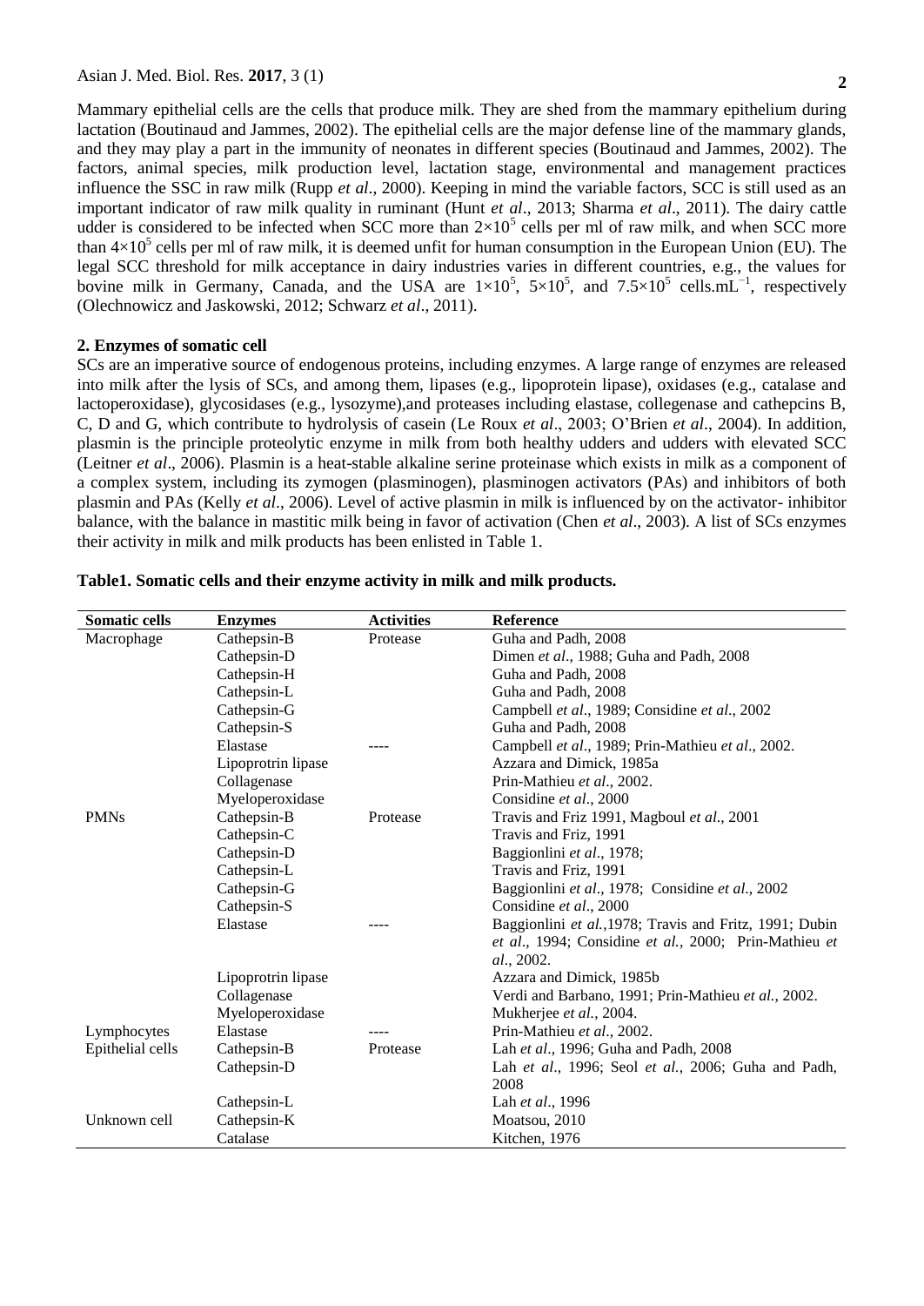Mammary epithelial cells are the cells that produce milk. They are shed from the mammary epithelium during lactation (Boutinaud and Jammes, 2002). The epithelial cells are the major defense line of the mammary glands, and they may play a part in the immunity of neonates in different species (Boutinaud and Jammes, 2002). The factors, animal species, milk production level, lactation stage, environmental and management practices influence the SSC in raw milk (Rupp *et al*., 2000). Keeping in mind the variable factors, SCC is still used as an important indicator of raw milk quality in ruminant (Hunt *et al*., 2013; Sharma *et al*., 2011). The dairy cattle udder is considered to be infected when SCC more than $2\times10^5$ cells per ml of raw milk, and when SCC more than $4\times10^5$ cells per ml of raw milk, it is deemed unfit for human consumption in the European Union (EU). The legal SCC threshold for milk acceptance in dairy industries varies in different countries, e.g., the values for bovine milk in Germany, Canada, and the USA are $1\times10^5$, $5\times10^5$, and $7.5\times10^5$ cells.mL$^{-1}$, respectively (Olechnowicz and Jaskowski, 2012; Schwarz *et al*., 2011).

## 2. Enzymes of somatic cell

SCs are an imperative source of endogenous proteins, including enzymes. A large range of enzymes are released into milk after the lysis of SCs, and among them, lipases (e.g., lipoprotein lipase), oxidases (e.g., catalase and lactoperoxidase), glycosidases (e.g., lysozyme),and proteases including elastase, collegenase and cathepcins B, C, D and G, which contribute to hydrolysis of casein (Le Roux *et al*., 2003; O'Brien *et al*., 2004). In addition, plasmin is the principle proteolytic enzyme in milk from both healthy udders and udders with elevated SCC (Leitner *et al*., 2006). Plasmin is a heat-stable alkaline serine proteinase which exists in milk as a component of a complex system, including its zymogen (plasminogen), plasminogen activators (PAs) and inhibitors of both plasmin and PAs (Kelly *et al*., 2006). Level of active plasmin in milk is influenced by on the activator- inhibitor balance, with the balance in mastitic milk being in favor of activation (Chen *et al*., 2003). A list of SCs enzymes their activity in milk and milk products has been enlisted in Table 1.

**Table1. Somatic cells and their enzyme activity in milk and milk products.**

| Somatic cells | Enzymes | Activities | Reference |
|---|---|---|---|
| Macrophage | Cathepsin-B | Protease | Guha and Padh, 2008 |
| | Cathepsin-D | | Dimen *et al*., 1988; Guha and Padh, 2008 |
| | Cathepsin-H | | Guha and Padh, 2008 |
| | Cathepsin-L | | Guha and Padh, 2008 |
| | Cathepsin-G | | Campbell *et al*., 1989; Considine *et al*., 2002 |
| | Cathepsin-S | | Guha and Padh, 2008 |
| | Elastase | ---- | Campbell *et al*., 1989; Prin-Mathieu *et al*., 2002. |
| | Lipoprotrin lipase | | Azzara and Dimick, 1985a |
| | Collagenase | | Prin-Mathieu *et al*., 2002. |
| | Myeloperoxidase | | Considine *et al*., 2000 |
| PMNs | Cathepsin-B | Protease | Travis and Friz 1991, Magboul *et al*., 2001 |
| | Cathepsin-C | | Travis and Friz, 1991 |
| | Cathepsin-D | | Baggionlini *et al*., 1978; |
| | Cathepsin-L | | Travis and Friz, 1991 |
| | Cathepsin-G | | Baggionlini *et al*., 1978; Considine *et al*., 2002 |
| | Cathepsin-S | | Considine *et al*., 2000 |
| | Elastase | ---- | Baggionlini *et al.*,1978; Travis and Fritz, 1991; Dubin *et al*., 1994; Considine *et al*., 2000; Prin-Mathieu *et al*., 2002. |
| | Lipoprotrin lipase | | Azzara and Dimick, 1985b |
| | Collagenase | | Verdi and Barbano, 1991; Prin-Mathieu *et al*., 2002. |
| | Myeloperoxidase | | Mukherjee *et al*., 2004. |
| Lymphocytes | Elastase | ---- | Prin-Mathieu *et al*., 2002. |
| Epithelial cells | Cathepsin-B | Protease | Lah *et al*., 1996; Guha and Padh, 2008 |
| | Cathepsin-D | | Lah *et al*., 1996; Seol *et al*., 2006; Guha and Padh, 2008 |
| | Cathepsin-L | | Lah *et al*., 1996 |
| Unknown cell | Cathepsin-K | | Moatsou, 2010 |
| | Catalase | | Kitchen, 1976 |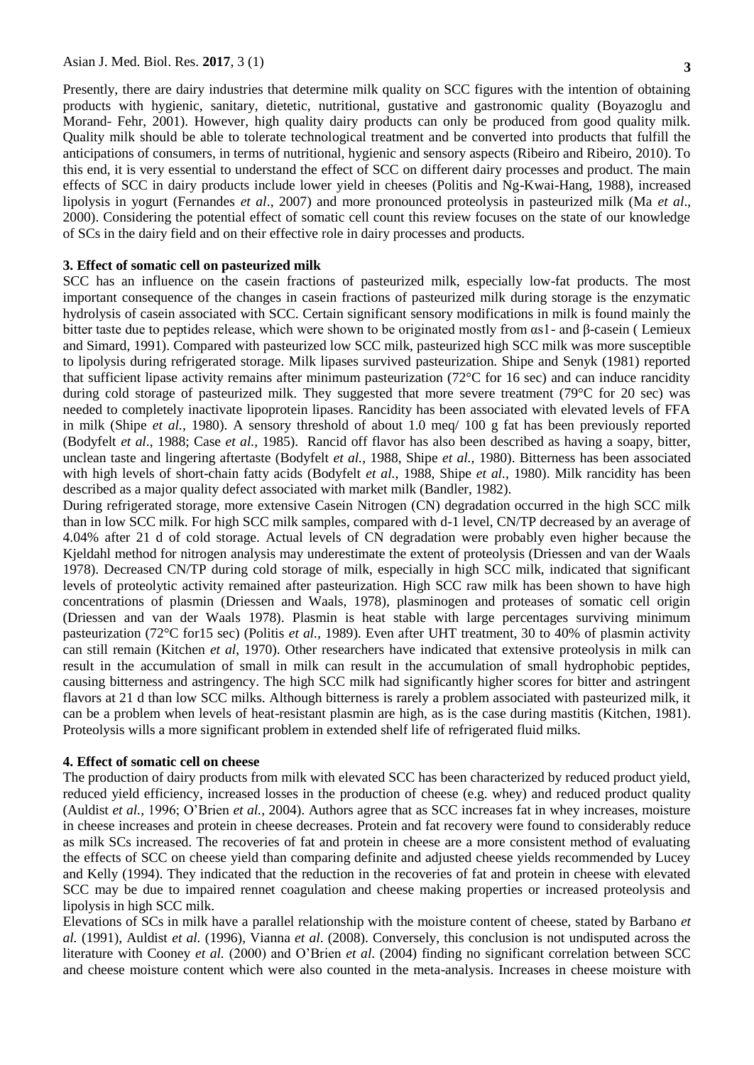Presently, there are dairy industries that determine milk quality on SCC figures with the intention of obtaining products with hygienic, sanitary, dietetic, nutritional, gustative and gastronomic quality (Boyazoglu and Morand- Fehr, 2001). However, high quality dairy products can only be produced from good quality milk. Quality milk should be able to tolerate technological treatment and be converted into products that fulfill the anticipations of consumers, in terms of nutritional, hygienic and sensory aspects (Ribeiro and Ribeiro, 2010). To this end, it is very essential to understand the effect of SCC on different dairy processes and product. The main effects of SCC in dairy products include lower yield in cheeses (Politis and Ng-Kwai-Hang, 1988), increased lipolysis in yogurt (Fernandes *et al*., 2007) and more pronounced proteolysis in pasteurized milk (Ma *et al*., 2000). Considering the potential effect of somatic cell count this review focuses on the state of our knowledge of SCs in the dairy field and on their effective role in dairy processes and products.

## 3. Effect of somatic cell on pasteurized milk

SCC has an influence on the casein fractions of pasteurized milk, especially low-fat products. The most important consequence of the changes in casein fractions of pasteurized milk during storage is the enzymatic hydrolysis of casein associated with SCC. Certain significant sensory modifications in milk is found mainly the bitter taste due to peptides release, which were shown to be originated mostly from αs1- and β-casein ( Lemieux and Simard, 1991). Compared with pasteurized low SCC milk, pasteurized high SCC milk was more susceptible to lipolysis during refrigerated storage. Milk lipases survived pasteurization. Shipe and Senyk (1981) reported that sufficient lipase activity remains after minimum pasteurization (72°C for 16 sec) and can induce rancidity during cold storage of pasteurized milk. They suggested that more severe treatment (79°C for 20 sec) was needed to completely inactivate lipoprotein lipases. Rancidity has been associated with elevated levels of FFA in milk (Shipe *et al.,* 1980). A sensory threshold of about 1.0 meq/ 100 g fat has been previously reported (Bodyfelt *et al*., 1988; Case *et al.,* 1985). Rancid off flavor has also been described as having a soapy, bitter, unclean taste and lingering aftertaste (Bodyfelt *et al.,* 1988, Shipe *et al.,* 1980). Bitterness has been associated with high levels of short-chain fatty acids (Bodyfelt *et al.,* 1988, Shipe *et al.,* 1980). Milk rancidity has been described as a major quality defect associated with market milk (Bandler, 1982).

During refrigerated storage, more extensive Casein Nitrogen (CN) degradation occurred in the high SCC milk than in low SCC milk. For high SCC milk samples, compared with d-1 level, CN/TP decreased by an average of 4.04% after 21 d of cold storage. Actual levels of CN degradation were probably even higher because the Kjeldahl method for nitrogen analysis may underestimate the extent of proteolysis (Driessen and van der Waals 1978). Decreased CN/TP during cold storage of milk, especially in high SCC milk, indicated that significant levels of proteolytic activity remained after pasteurization. High SCC raw milk has been shown to have high concentrations of plasmin (Driessen and Waals, 1978), plasminogen and proteases of somatic cell origin (Driessen and van der Waals 1978). Plasmin is heat stable with large percentages surviving minimum pasteurization (72°C for15 sec) (Politis *et al.*, 1989). Even after UHT treatment, 30 to 40% of plasmin activity can still remain (Kitchen *et al*, 1970). Other researchers have indicated that extensive proteolysis in milk can result in the accumulation of small in milk can result in the accumulation of small hydrophobic peptides, causing bitterness and astringency. The high SCC milk had significantly higher scores for bitter and astringent flavors at 21 d than low SCC milks. Although bitterness is rarely a problem associated with pasteurized milk, it can be a problem when levels of heat-resistant plasmin are high, as is the case during mastitis (Kitchen, 1981). Proteolysis wills a more significant problem in extended shelf life of refrigerated fluid milks.

## 4. Effect of somatic cell on cheese

The production of dairy products from milk with elevated SCC has been characterized by reduced product yield, reduced yield efficiency, increased losses in the production of cheese (e.g. whey) and reduced product quality (Auldist *et al.*, 1996; O'Brien *et al.*, 2004). Authors agree that as SCC increases fat in whey increases, moisture in cheese increases and protein in cheese decreases. Protein and fat recovery were found to considerably reduce as milk SCs increased. The recoveries of fat and protein in cheese are a more consistent method of evaluating the effects of SCC on cheese yield than comparing definite and adjusted cheese yields recommended by Lucey and Kelly (1994). They indicated that the reduction in the recoveries of fat and protein in cheese with elevated SCC may be due to impaired rennet coagulation and cheese making properties or increased proteolysis and lipolysis in high SCC milk.

Elevations of SCs in milk have a parallel relationship with the moisture content of cheese, stated by Barbano *et al.* (1991), Auldist *et al.* (1996), Vianna *et al.* (2008). Conversely, this conclusion is not undisputed across the literature with Cooney *et al.* (2000) and O'Brien *et al.* (2004) finding no significant correlation between SCC and cheese moisture content which were also counted in the meta-analysis. Increases in cheese moisture with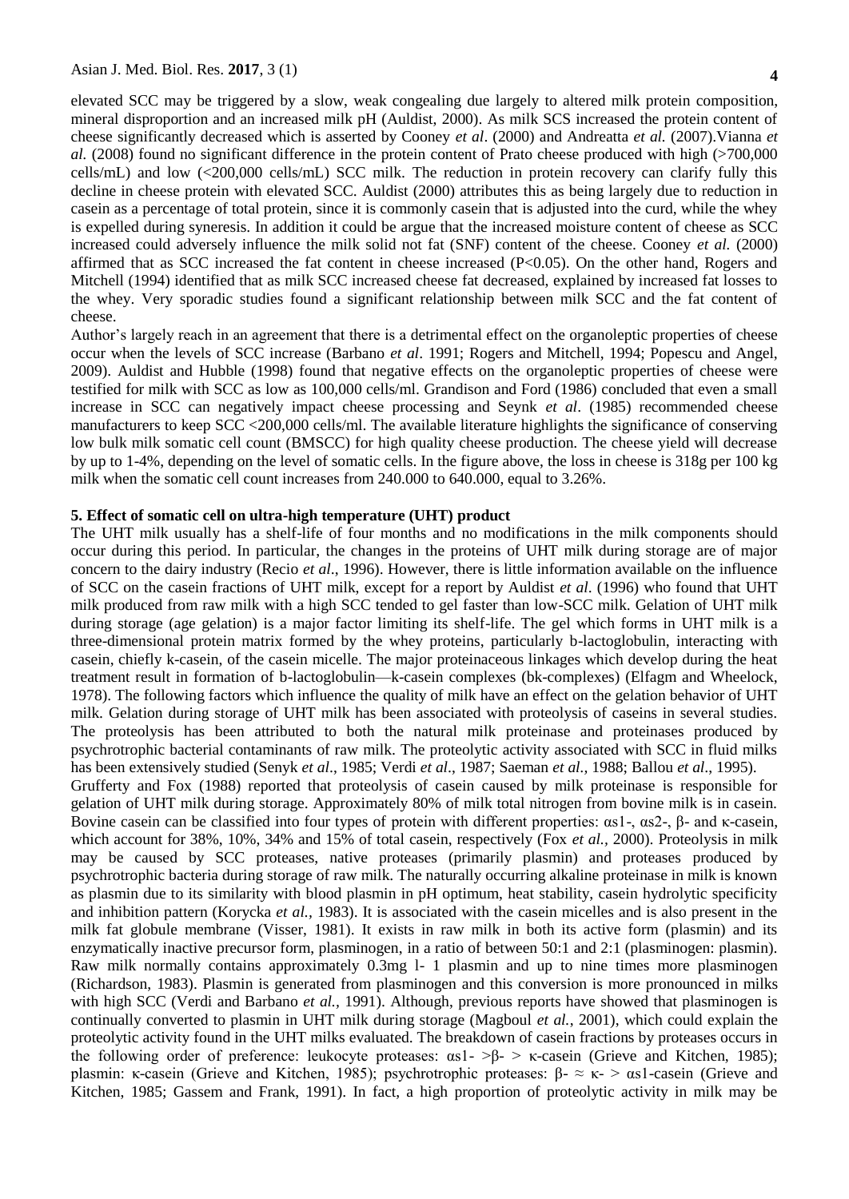elevated SCC may be triggered by a slow, weak congealing due largely to altered milk protein composition, mineral disproportion and an increased milk pH (Auldist, 2000). As milk SCS increased the protein content of cheese significantly decreased which is asserted by Cooney *et al*. (2000) and Andreatta *et al.* (2007).Vianna *et al.* (2008) found no significant difference in the protein content of Prato cheese produced with high (>700,000 cells/mL) and low (<200,000 cells/mL) SCC milk. The reduction in protein recovery can clarify fully this decline in cheese protein with elevated SCC. Auldist (2000) attributes this as being largely due to reduction in casein as a percentage of total protein, since it is commonly casein that is adjusted into the curd, while the whey is expelled during syneresis. In addition it could be argue that the increased moisture content of cheese as SCC increased could adversely influence the milk solid not fat (SNF) content of the cheese. Cooney *et al.* (2000) affirmed that as SCC increased the fat content in cheese increased ($P<0.05$). On the other hand, Rogers and Mitchell (1994) identified that as milk SCC increased cheese fat decreased, explained by increased fat losses to the whey. Very sporadic studies found a significant relationship between milk SCC and the fat content of cheese.

Author's largely reach in an agreement that there is a detrimental effect on the organoleptic properties of cheese occur when the levels of SCC increase (Barbano *et al*. 1991; Rogers and Mitchell, 1994; Popescu and Angel, 2009). Auldist and Hubble (1998) found that negative effects on the organoleptic properties of cheese were testified for milk with SCC as low as 100,000 cells/ml. Grandison and Ford (1986) concluded that even a small increase in SCC can negatively impact cheese processing and Seynk *et al*. (1985) recommended cheese manufacturers to keep SCC <200,000 cells/ml. The available literature highlights the significance of conserving low bulk milk somatic cell count (BMSCC) for high quality cheese production. The cheese yield will decrease by up to 1-4%, depending on the level of somatic cells. In the figure above, the loss in cheese is 318g per 100 kg milk when the somatic cell count increases from 240.000 to 640.000, equal to 3.26%.

## 5. Effect of somatic cell on ultra-high temperature (UHT) product

The UHT milk usually has a shelf-life of four months and no modifications in the milk components should occur during this period. In particular, the changes in the proteins of UHT milk during storage are of major concern to the dairy industry (Recio *et al*., 1996). However, there is little information available on the influence of SCC on the casein fractions of UHT milk, except for a report by Auldist *et al*. (1996) who found that UHT milk produced from raw milk with a high SCC tended to gel faster than low-SCC milk. Gelation of UHT milk during storage (age gelation) is a major factor limiting its shelf-life. The gel which forms in UHT milk is a three-dimensional protein matrix formed by the whey proteins, particularly b-lactoglobulin, interacting with casein, chiefly k-casein, of the casein micelle. The major proteinaceous linkages which develop during the heat treatment result in formation of b-lactoglobulin—k-casein complexes (bk-complexes) (Elfagm and Wheelock, 1978). The following factors which influence the quality of milk have an effect on the gelation behavior of UHT milk. Gelation during storage of UHT milk has been associated with proteolysis of caseins in several studies. The proteolysis has been attributed to both the natural milk proteinase and proteinases produced by psychrotrophic bacterial contaminants of raw milk. The proteolytic activity associated with SCC in fluid milks has been extensively studied (Senyk *et al*., 1985; Verdi *et al*., 1987; Saeman *et al.,* 1988; Ballou *et al*., 1995).

Grufferty and Fox (1988) reported that proteolysis of casein caused by milk proteinase is responsible for gelation of UHT milk during storage. Approximately 80% of milk total nitrogen from bovine milk is in casein. Bovine casein can be classified into four types of protein with different properties: αs1-, αs2-, β- and κ-casein, which account for 38%, 10%, 34% and 15% of total casein, respectively (Fox *et al.,* 2000). Proteolysis in milk may be caused by SCC proteases, native proteases (primarily plasmin) and proteases produced by psychrotrophic bacteria during storage of raw milk. The naturally occurring alkaline proteinase in milk is known as plasmin due to its similarity with blood plasmin in pH optimum, heat stability, casein hydrolytic specificity and inhibition pattern (Korycka *et al.*, 1983). It is associated with the casein micelles and is also present in the milk fat globule membrane (Visser, 1981). It exists in raw milk in both its active form (plasmin) and its enzymatically inactive precursor form, plasminogen, in a ratio of between 50:1 and 2:1 (plasminogen: plasmin). Raw milk normally contains approximately 0.3mg l- 1 plasmin and up to nine times more plasminogen (Richardson, 1983). Plasmin is generated from plasminogen and this conversion is more pronounced in milks with high SCC (Verdi and Barbano *et al.,* 1991). Although, previous reports have showed that plasminogen is continually converted to plasmin in UHT milk during storage (Magboul *et al.*, 2001), which could explain the proteolytic activity found in the UHT milks evaluated. The breakdown of casein fractions by proteases occurs in the following order of preference: leukocyte proteases: αs1- >β- > κ-casein (Grieve and Kitchen, 1985); plasmin: κ-casein (Grieve and Kitchen, 1985); psychrotrophic proteases: β- ≈ κ- > αs1-casein (Grieve and Kitchen, 1985; Gassem and Frank, 1991). In fact, a high proportion of proteolytic activity in milk may be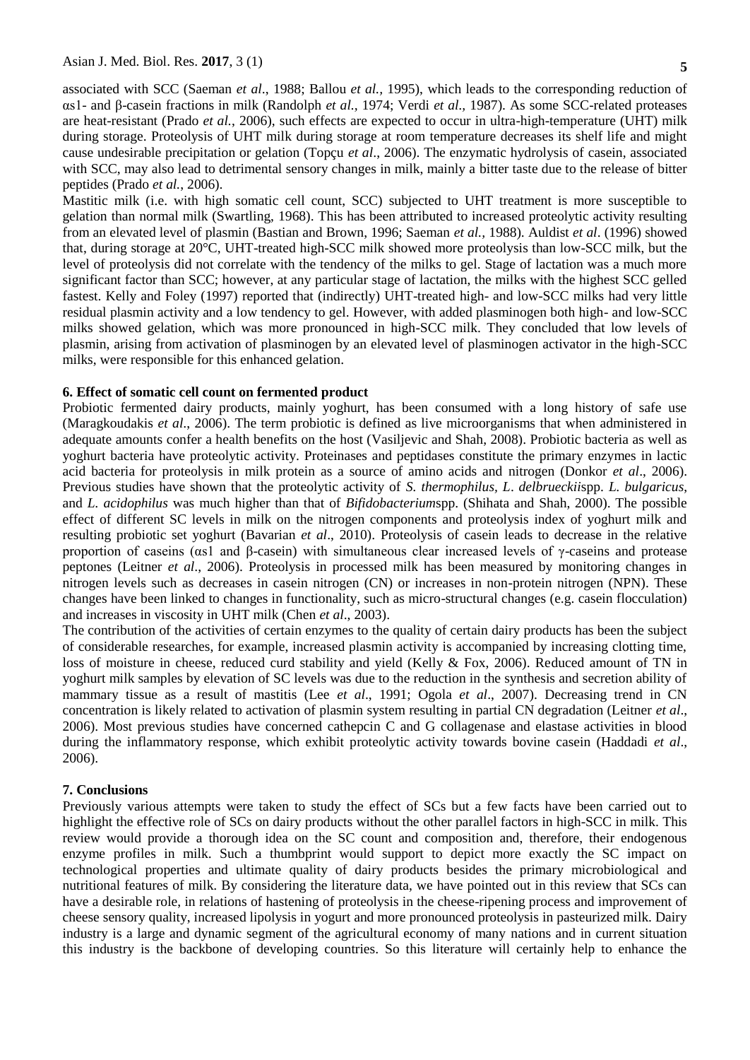associated with SCC (Saeman *et al*., 1988; Ballou *et al.,* 1995), which leads to the corresponding reduction of αs1- and β-casein fractions in milk (Randolph *et al.,* 1974; Verdi *et al*., 1987). As some SCC-related proteases are heat-resistant (Prado *et al.*, 2006), such effects are expected to occur in ultra-high-temperature (UHT) milk during storage. Proteolysis of UHT milk during storage at room temperature decreases its shelf life and might cause undesirable precipitation or gelation (Topçu *et al*., 2006). The enzymatic hydrolysis of casein, associated with SCC, may also lead to detrimental sensory changes in milk, mainly a bitter taste due to the release of bitter peptides (Prado *et al.*, 2006).

Mastitic milk (i.e. with high somatic cell count, SCC) subjected to UHT treatment is more susceptible to gelation than normal milk (Swartling, 1968). This has been attributed to increased proteolytic activity resulting from an elevated level of plasmin (Bastian and Brown, 1996; Saeman *et al.,* 1988). Auldist *et al*. (1996) showed that, during storage at 20°C, UHT-treated high-SCC milk showed more proteolysis than low-SCC milk, but the level of proteolysis did not correlate with the tendency of the milks to gel. Stage of lactation was a much more significant factor than SCC; however, at any particular stage of lactation, the milks with the highest SCC gelled fastest. Kelly and Foley (1997) reported that (indirectly) UHT-treated high- and low-SCC milks had very little residual plasmin activity and a low tendency to gel. However, with added plasminogen both high- and low-SCC milks showed gelation, which was more pronounced in high-SCC milk. They concluded that low levels of plasmin, arising from activation of plasminogen by an elevated level of plasminogen activator in the high-SCC milks, were responsible for this enhanced gelation.

## 6. Effect of somatic cell count on fermented product

Probiotic fermented dairy products, mainly yoghurt, has been consumed with a long history of safe use (Maragkoudakis *et al*., 2006). The term probiotic is defined as live microorganisms that when administered in adequate amounts confer a health benefits on the host (Vasiljevic and Shah, 2008). Probiotic bacteria as well as yoghurt bacteria have proteolytic activity. Proteinases and peptidases constitute the primary enzymes in lactic acid bacteria for proteolysis in milk protein as a source of amino acids and nitrogen (Donkor *et al*., 2006). Previous studies have shown that the proteolytic activity of *S. thermophilus*, *L*. *delbrueckii*spp. *L. bulgaricus*, and *L. acidophilus* was much higher than that of *Bifidobacterium*spp. (Shihata and Shah, 2000). The possible effect of different SC levels in milk on the nitrogen components and proteolysis index of yoghurt milk and resulting probiotic set yoghurt (Bavarian *et al*., 2010). Proteolysis of casein leads to decrease in the relative proportion of caseins (αs1 and β-casein) with simultaneous clear increased levels of γ-caseins and protease peptones (Leitner *et al*., 2006). Proteolysis in processed milk has been measured by monitoring changes in nitrogen levels such as decreases in casein nitrogen (CN) or increases in non-protein nitrogen (NPN). These changes have been linked to changes in functionality, such as micro-structural changes (e.g. casein flocculation) and increases in viscosity in UHT milk (Chen *et al*., 2003).

The contribution of the activities of certain enzymes to the quality of certain dairy products has been the subject of considerable researches, for example, increased plasmin activity is accompanied by increasing clotting time, loss of moisture in cheese, reduced curd stability and yield (Kelly & Fox, 2006). Reduced amount of TN in yoghurt milk samples by elevation of SC levels was due to the reduction in the synthesis and secretion ability of mammary tissue as a result of mastitis (Lee *et al*., 1991; Ogola *et al*., 2007). Decreasing trend in CN concentration is likely related to activation of plasmin system resulting in partial CN degradation (Leitner *et al*., 2006). Most previous studies have concerned cathepcin C and G collagenase and elastase activities in blood during the inflammatory response, which exhibit proteolytic activity towards bovine casein (Haddadi *et al*., 2006).

## 7. Conclusions

Previously various attempts were taken to study the effect of SCs but a few facts have been carried out to highlight the effective role of SCs on dairy products without the other parallel factors in high-SCC in milk. This review would provide a thorough idea on the SC count and composition and, therefore, their endogenous enzyme profiles in milk. Such a thumbprint would support to depict more exactly the SC impact on technological properties and ultimate quality of dairy products besides the primary microbiological and nutritional features of milk. By considering the literature data, we have pointed out in this review that SCs can have a desirable role, in relations of hastening of proteolysis in the cheese-ripening process and improvement of cheese sensory quality, increased lipolysis in yogurt and more pronounced proteolysis in pasteurized milk. Dairy industry is a large and dynamic segment of the agricultural economy of many nations and in current situation this industry is the backbone of developing countries. So this literature will certainly help to enhance the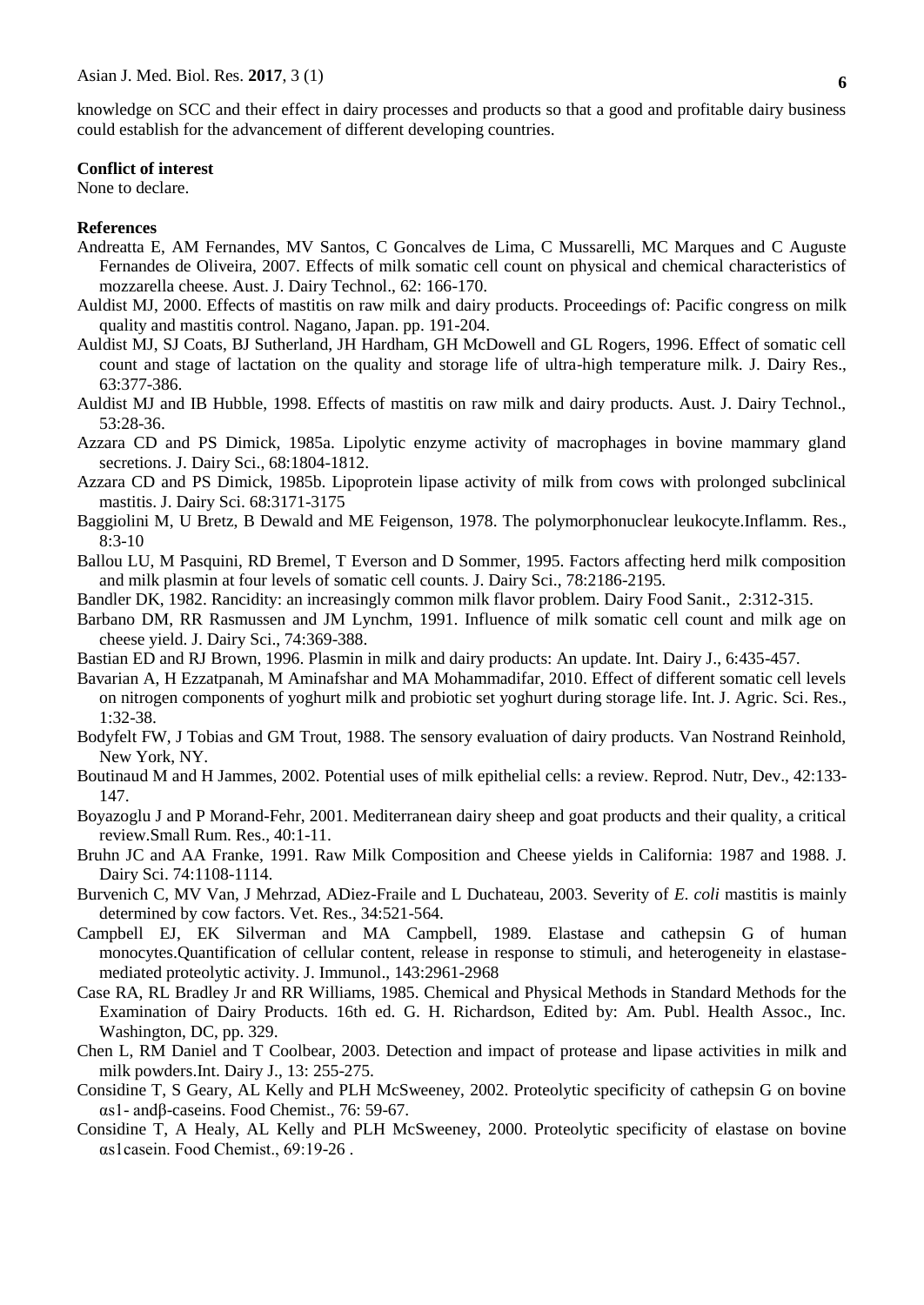knowledge on SCC and their effect in dairy processes and products so that a good and profitable dairy business could establish for the advancement of different developing countries.

**Conflict of interest**

None to declare.

**References**

Andreatta E, AM Fernandes, MV Santos, C Goncalves de Lima, C Mussarelli, MC Marques and C Auguste Fernandes de Oliveira, 2007. Effects of milk somatic cell count on physical and chemical characteristics of mozzarella cheese. Aust. J. Dairy Technol., 62: 166-170.

Auldist MJ, 2000. Effects of mastitis on raw milk and dairy products. Proceedings of: Pacific congress on milk quality and mastitis control. Nagano, Japan. pp. 191-204.

Auldist MJ, SJ Coats, BJ Sutherland, JH Hardham, GH McDowell and GL Rogers, 1996. Effect of somatic cell count and stage of lactation on the quality and storage life of ultra-high temperature milk. J. Dairy Res., 63:377-386.

Auldist MJ and IB Hubble, 1998. Effects of mastitis on raw milk and dairy products. Aust. J. Dairy Technol., 53:28-36.

Azzara CD and PS Dimick, 1985a. Lipolytic enzyme activity of macrophages in bovine mammary gland secretions. J. Dairy Sci., 68:1804-1812.

Azzara CD and PS Dimick, 1985b. Lipoprotein lipase activity of milk from cows with prolonged subclinical mastitis. J. Dairy Sci. 68:3171-3175

Baggiolini M, U Bretz, B Dewald and ME Feigenson, 1978. The polymorphonuclear leukocyte.Inflamm. Res., 8:3-10

Ballou LU, M Pasquini, RD Bremel, T Everson and D Sommer, 1995. Factors affecting herd milk composition and milk plasmin at four levels of somatic cell counts. J. Dairy Sci., 78:2186-2195.

Bandler DK, 1982. Rancidity: an increasingly common milk flavor problem. Dairy Food Sanit., 2:312-315.

Barbano DM, RR Rasmussen and JM Lynchm, 1991. Influence of milk somatic cell count and milk age on cheese yield. J. Dairy Sci., 74:369-388.

Bastian ED and RJ Brown, 1996. Plasmin in milk and dairy products: An update. Int. Dairy J., 6:435-457.

Bavarian A, H Ezzatpanah, M Aminafshar and MA Mohammadifar, 2010. Effect of different somatic cell levels on nitrogen components of yoghurt milk and probiotic set yoghurt during storage life. Int. J. Agric. Sci. Res., 1:32-38.

Bodyfelt FW, J Tobias and GM Trout, 1988. The sensory evaluation of dairy products. Van Nostrand Reinhold, New York, NY.

Boutinaud M and H Jammes, 2002. Potential uses of milk epithelial cells: a review. Reprod. Nutr, Dev., 42:133-147.

Boyazoglu J and P Morand-Fehr, 2001. Mediterranean dairy sheep and goat products and their quality, a critical review.Small Rum. Res., 40:1-11.

Bruhn JC and AA Franke, 1991. Raw Milk Composition and Cheese yields in California: 1987 and 1988. J. Dairy Sci. 74:1108-1114.

Burvenich C, MV Van, J Mehrzad, ADiez-Fraile and L Duchateau, 2003. Severity of *E. coli* mastitis is mainly determined by cow factors. Vet. Res., 34:521-564.

Campbell EJ, EK Silverman and MA Campbell, 1989. Elastase and cathepsin G of human monocytes.Quantification of cellular content, release in response to stimuli, and heterogeneity in elastase-mediated proteolytic activity. J. Immunol., 143:2961-2968

Case RA, RL Bradley Jr and RR Williams, 1985. Chemical and Physical Methods in Standard Methods for the Examination of Dairy Products. 16th ed. G. H. Richardson, Edited by: Am. Publ. Health Assoc., Inc. Washington, DC, pp. 329.

Chen L, RM Daniel and T Coolbear, 2003. Detection and impact of protease and lipase activities in milk and milk powders.Int. Dairy J., 13: 255-275.

Considine T, S Geary, AL Kelly and PLH McSweeney, 2002. Proteolytic specificity of cathepsin G on bovine $\alpha_{s1}$- and$\beta$-caseins. Food Chemist., 76: 59-67.

Considine T, A Healy, AL Kelly and PLH McSweeney, 2000. Proteolytic specificity of elastase on bovine $\alpha_{s1}$casein. Food Chemist., 69:19-26 .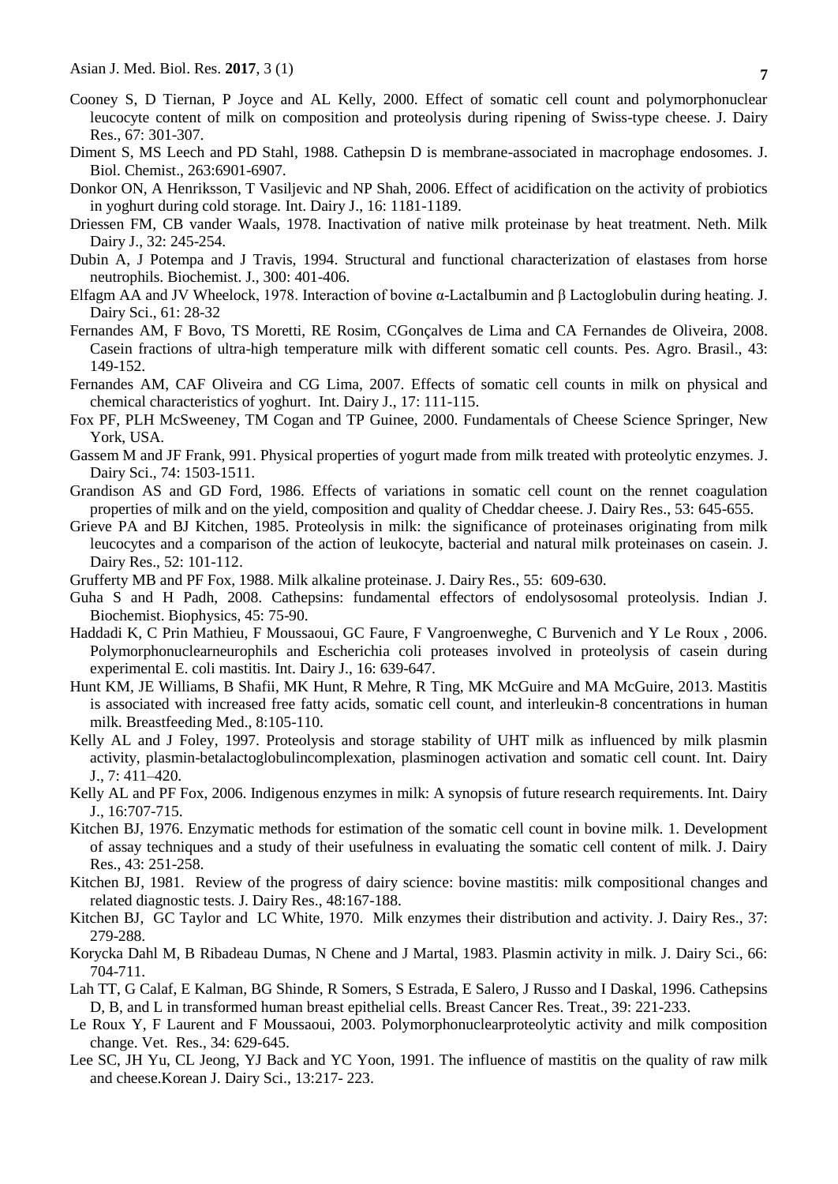Cooney S, D Tiernan, P Joyce and AL Kelly, 2000. Effect of somatic cell count and polymorphonuclear leucocyte content of milk on composition and proteolysis during ripening of Swiss-type cheese. J. Dairy Res., 67: 301-307.

Diment S, MS Leech and PD Stahl, 1988. Cathepsin D is membrane-associated in macrophage endosomes. J. Biol. Chemist., 263:6901-6907.

Donkor ON, A Henriksson, T Vasiljevic and NP Shah, 2006. Effect of acidification on the activity of probiotics in yoghurt during cold storage. Int. Dairy J., 16: 1181-1189.

Driessen FM, CB vander Waals, 1978. Inactivation of native milk proteinase by heat treatment. Neth. Milk Dairy J., 32: 245-254.

Dubin A, J Potempa and J Travis, 1994. Structural and functional characterization of elastases from horse neutrophils. Biochemist. J., 300: 401-406.

Elfagm AA and JV Wheelock, 1978. Interaction of bovine α-Lactalbumin and β Lactoglobulin during heating. J. Dairy Sci., 61: 28-32

Fernandes AM, F Bovo, TS Moretti, RE Rosim, CGonçalves de Lima and CA Fernandes de Oliveira, 2008. Casein fractions of ultra-high temperature milk with different somatic cell counts. Pes. Agro. Brasil., 43: 149-152.

Fernandes AM, CAF Oliveira and CG Lima, 2007. Effects of somatic cell counts in milk on physical and chemical characteristics of yoghurt. Int. Dairy J., 17: 111-115.

Fox PF, PLH McSweeney, TM Cogan and TP Guinee, 2000. Fundamentals of Cheese Science Springer, New York, USA.

Gassem M and JF Frank, 991. Physical properties of yogurt made from milk treated with proteolytic enzymes. J. Dairy Sci., 74: 1503-1511.

Grandison AS and GD Ford, 1986. Effects of variations in somatic cell count on the rennet coagulation properties of milk and on the yield, composition and quality of Cheddar cheese. J. Dairy Res., 53: 645-655.

Grieve PA and BJ Kitchen, 1985. Proteolysis in milk: the significance of proteinases originating from milk leucocytes and a comparison of the action of leukocyte, bacterial and natural milk proteinases on casein. J. Dairy Res., 52: 101-112.

Grufferty MB and PF Fox, 1988. Milk alkaline proteinase. J. Dairy Res., 55: 609-630.

Guha S and H Padh, 2008. Cathepsins: fundamental effectors of endolysosomal proteolysis. Indian J. Biochemist. Biophysics, 45: 75-90.

Haddadi K, C Prin Mathieu, F Moussaoui, GC Faure, F Vangroenweghe, C Burvenich and Y Le Roux , 2006. Polymorphonuclearneurophils and Escherichia coli proteases involved in proteolysis of casein during experimental E. coli mastitis. Int. Dairy J., 16: 639-647.

Hunt KM, JE Williams, B Shafii, MK Hunt, R Mehre, R Ting, MK McGuire and MA McGuire, 2013. Mastitis is associated with increased free fatty acids, somatic cell count, and interleukin-8 concentrations in human milk. Breastfeeding Med., 8:105-110.

Kelly AL and J Foley, 1997. Proteolysis and storage stability of UHT milk as influenced by milk plasmin activity, plasmin-betalactoglobulincomplexation, plasminogen activation and somatic cell count. Int. Dairy J., 7: 411–420.

Kelly AL and PF Fox, 2006. Indigenous enzymes in milk: A synopsis of future research requirements. Int. Dairy J., 16:707-715.

Kitchen BJ, 1976. Enzymatic methods for estimation of the somatic cell count in bovine milk. 1. Development of assay techniques and a study of their usefulness in evaluating the somatic cell content of milk. J. Dairy Res., 43: 251-258.

Kitchen BJ, 1981. Review of the progress of dairy science: bovine mastitis: milk compositional changes and related diagnostic tests. J. Dairy Res., 48:167-188.

Kitchen BJ, GC Taylor and LC White, 1970. Milk enzymes their distribution and activity. J. Dairy Res., 37: 279-288.

Korycka Dahl M, B Ribadeau Dumas, N Chene and J Martal, 1983. Plasmin activity in milk. J. Dairy Sci., 66: 704-711.

Lah TT, G Calaf, E Kalman, BG Shinde, R Somers, S Estrada, E Salero, J Russo and I Daskal, 1996. Cathepsins D, B, and L in transformed human breast epithelial cells. Breast Cancer Res. Treat., 39: 221-233.

Le Roux Y, F Laurent and F Moussaoui, 2003. Polymorphonuclearproteolytic activity and milk composition change. Vet. Res., 34: 629-645.

Lee SC, JH Yu, CL Jeong, YJ Back and YC Yoon, 1991. The influence of mastitis on the quality of raw milk and cheese.Korean J. Dairy Sci., 13:217- 223.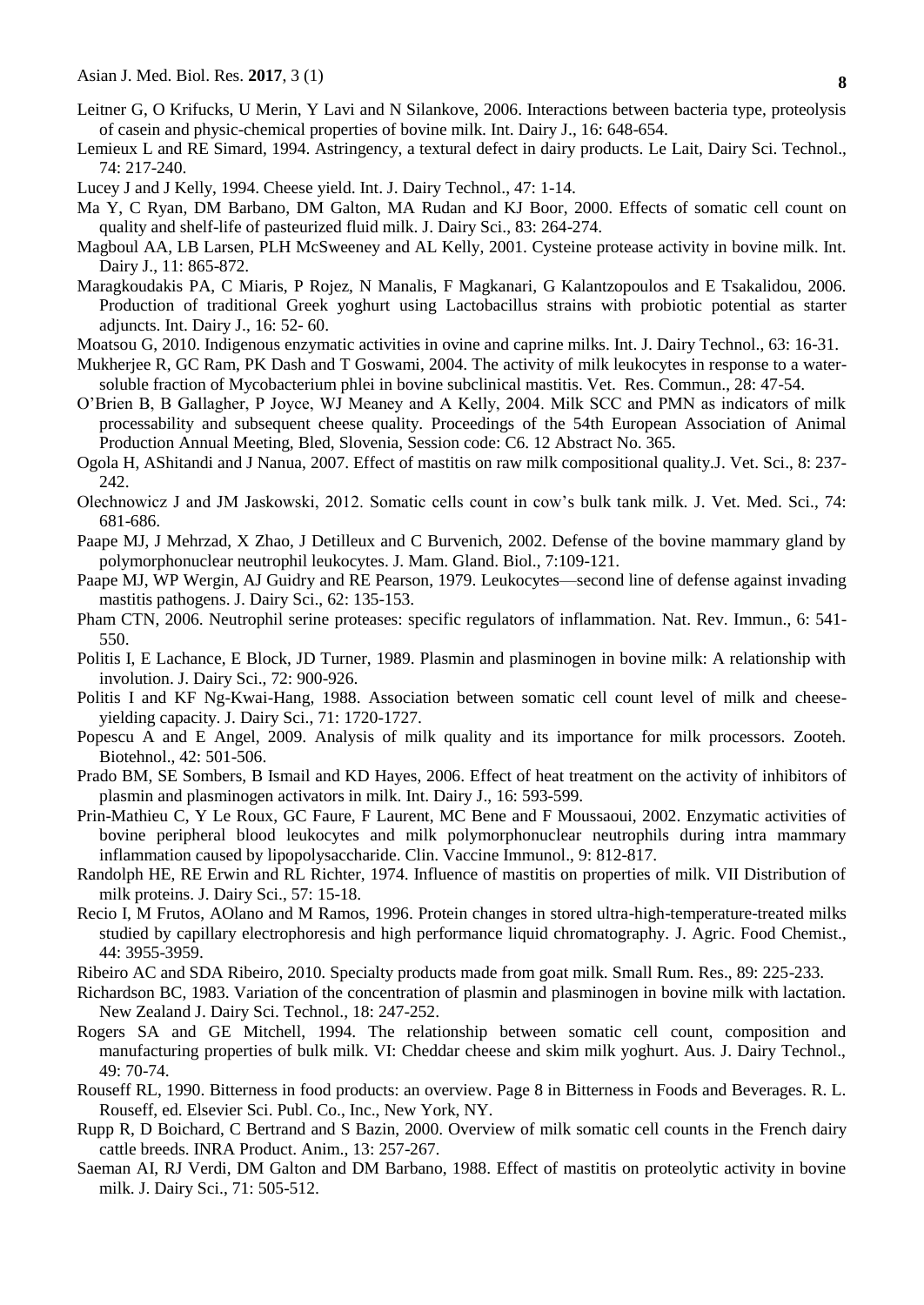Leitner G, O Krifucks, U Merin, Y Lavi and N Silankove, 2006. Interactions between bacteria type, proteolysis of casein and physic-chemical properties of bovine milk. Int. Dairy J., 16: 648-654.

Lemieux L and RE Simard, 1994. Astringency, a textural defect in dairy products. Le Lait, Dairy Sci. Technol., 74: 217-240.

Lucey J and J Kelly, 1994. Cheese yield. Int. J. Dairy Technol., 47: 1-14.

Ma Y, C Ryan, DM Barbano, DM Galton, MA Rudan and KJ Boor, 2000. Effects of somatic cell count on quality and shelf-life of pasteurized fluid milk. J. Dairy Sci., 83: 264-274.

Magboul AA, LB Larsen, PLH McSweeney and AL Kelly, 2001. Cysteine protease activity in bovine milk. Int. Dairy J., 11: 865-872.

Maragkoudakis PA, C Miaris, P Rojez, N Manalis, F Magkanari, G Kalantzopoulos and E Tsakalidou, 2006. Production of traditional Greek yoghurt using Lactobacillus strains with probiotic potential as starter adjuncts. Int. Dairy J., 16: 52- 60.

Moatsou G, 2010. Indigenous enzymatic activities in ovine and caprine milks. Int. J. Dairy Technol., 63: 16-31.

Mukherjee R, GC Ram, PK Dash and T Goswami, 2004. The activity of milk leukocytes in response to a water-soluble fraction of Mycobacterium phlei in bovine subclinical mastitis. Vet. Res. Commun., 28: 47-54.

O'Brien B, B Gallagher, P Joyce, WJ Meaney and A Kelly, 2004. Milk SCC and PMN as indicators of milk processability and subsequent cheese quality. Proceedings of the 54th European Association of Animal Production Annual Meeting, Bled, Slovenia, Session code: C6. 12 Abstract No. 365.

Ogola H, AShitandi and J Nanua, 2007. Effect of mastitis on raw milk compositional quality.J. Vet. Sci., 8: 237-242.

Olechnowicz J and JM Jaskowski, 2012. Somatic cells count in cow's bulk tank milk. J. Vet. Med. Sci., 74: 681-686.

Paape MJ, J Mehrzad, X Zhao, J Detilleux and C Burvenich, 2002. Defense of the bovine mammary gland by polymorphonuclear neutrophil leukocytes. J. Mam. Gland. Biol., 7:109-121.

Paape MJ, WP Wergin, AJ Guidry and RE Pearson, 1979. Leukocytes—second line of defense against invading mastitis pathogens. J. Dairy Sci., 62: 135-153.

Pham CTN, 2006. Neutrophil serine proteases: specific regulators of inflammation. Nat. Rev. Immun., 6: 541-550.

Politis I, E Lachance, E Block, JD Turner, 1989. Plasmin and plasminogen in bovine milk: A relationship with involution. J. Dairy Sci., 72: 900-926.

Politis I and KF Ng-Kwai-Hang, 1988. Association between somatic cell count level of milk and cheese-yielding capacity. J. Dairy Sci., 71: 1720-1727.

Popescu A and E Angel, 2009. Analysis of milk quality and its importance for milk processors. Zooteh. Biotehnol., 42: 501-506.

Prado BM, SE Sombers, B Ismail and KD Hayes, 2006. Effect of heat treatment on the activity of inhibitors of plasmin and plasminogen activators in milk. Int. Dairy J., 16: 593-599.

Prin-Mathieu C, Y Le Roux, GC Faure, F Laurent, MC Bene and F Moussaoui, 2002. Enzymatic activities of bovine peripheral blood leukocytes and milk polymorphonuclear neutrophils during intra mammary inflammation caused by lipopolysaccharide. Clin. Vaccine Immunol., 9: 812-817.

Randolph HE, RE Erwin and RL Richter, 1974. Influence of mastitis on properties of milk. VII Distribution of milk proteins. J. Dairy Sci., 57: 15-18.

Recio I, M Frutos, AOlano and M Ramos, 1996. Protein changes in stored ultra-high-temperature-treated milks studied by capillary electrophoresis and high performance liquid chromatography. J. Agric. Food Chemist., 44: 3955-3959.

Ribeiro AC and SDA Ribeiro, 2010. Specialty products made from goat milk. Small Rum. Res., 89: 225-233.

Richardson BC, 1983. Variation of the concentration of plasmin and plasminogen in bovine milk with lactation. New Zealand J. Dairy Sci. Technol., 18: 247-252.

Rogers SA and GE Mitchell, 1994. The relationship between somatic cell count, composition and manufacturing properties of bulk milk. VI: Cheddar cheese and skim milk yoghurt. Aus. J. Dairy Technol., 49: 70-74.

Rouseff RL, 1990. Bitterness in food products: an overview. Page 8 in Bitterness in Foods and Beverages. R. L. Rouseff, ed. Elsevier Sci. Publ. Co., Inc., New York, NY.

Rupp R, D Boichard, C Bertrand and S Bazin, 2000. Overview of milk somatic cell counts in the French dairy cattle breeds. INRA Product. Anim., 13: 257-267.

Saeman AI, RJ Verdi, DM Galton and DM Barbano, 1988. Effect of mastitis on proteolytic activity in bovine milk. J. Dairy Sci., 71: 505-512.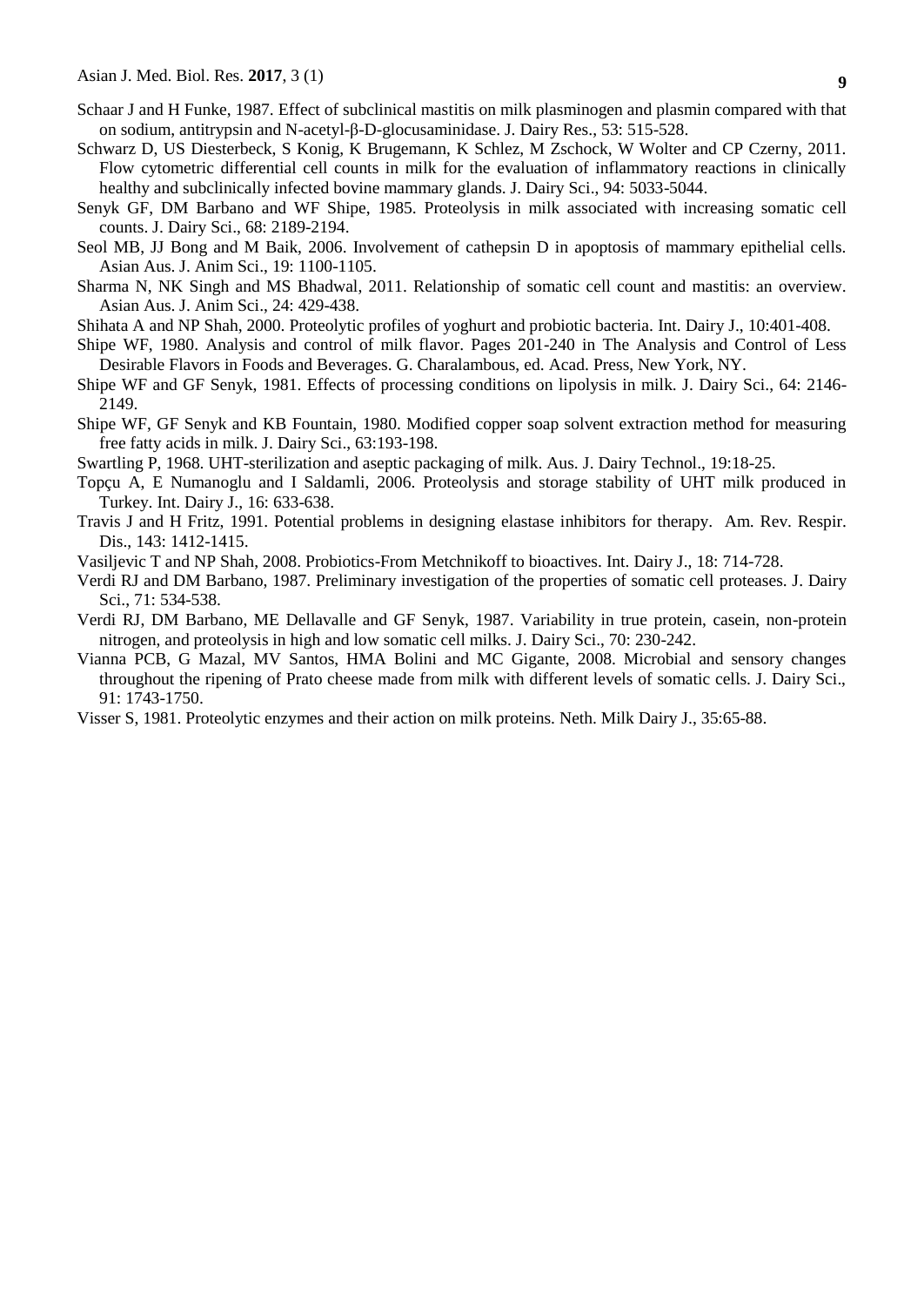Schaar J and H Funke, 1987. Effect of subclinical mastitis on milk plasminogen and plasmin compared with that on sodium, antitrypsin and N-acetyl-β-D-glocusaminidase. J. Dairy Res., 53: 515-528.

Schwarz D, US Diesterbeck, S Konig, K Brugemann, K Schlez, M Zschock, W Wolter and CP Czerny, 2011. Flow cytometric differential cell counts in milk for the evaluation of inflammatory reactions in clinically healthy and subclinically infected bovine mammary glands. J. Dairy Sci., 94: 5033-5044.

Senyk GF, DM Barbano and WF Shipe, 1985. Proteolysis in milk associated with increasing somatic cell counts. J. Dairy Sci., 68: 2189-2194.

Seol MB, JJ Bong and M Baik, 2006. Involvement of cathepsin D in apoptosis of mammary epithelial cells. Asian Aus. J. Anim Sci., 19: 1100-1105.

Sharma N, NK Singh and MS Bhadwal, 2011. Relationship of somatic cell count and mastitis: an overview. Asian Aus. J. Anim Sci., 24: 429-438.

Shihata A and NP Shah, 2000. Proteolytic profiles of yoghurt and probiotic bacteria. Int. Dairy J., 10:401-408.

Shipe WF, 1980. Analysis and control of milk flavor. Pages 201-240 in The Analysis and Control of Less Desirable Flavors in Foods and Beverages. G. Charalambous, ed. Acad. Press, New York, NY.

Shipe WF and GF Senyk, 1981. Effects of processing conditions on lipolysis in milk. J. Dairy Sci., 64: 2146-2149.

Shipe WF, GF Senyk and KB Fountain, 1980. Modified copper soap solvent extraction method for measuring free fatty acids in milk. J. Dairy Sci., 63:193-198.

Swartling P, 1968. UHT-sterilization and aseptic packaging of milk. Aus. J. Dairy Technol., 19:18-25.

Topçu A, E Numanoglu and I Saldamli, 2006. Proteolysis and storage stability of UHT milk produced in Turkey. Int. Dairy J., 16: 633-638.

Travis J and H Fritz, 1991. Potential problems in designing elastase inhibitors for therapy. Am. Rev. Respir. Dis., 143: 1412-1415.

Vasiljevic T and NP Shah, 2008. Probiotics-From Metchnikoff to bioactives. Int. Dairy J., 18: 714-728.

Verdi RJ and DM Barbano, 1987. Preliminary investigation of the properties of somatic cell proteases. J. Dairy Sci., 71: 534-538.

Verdi RJ, DM Barbano, ME Dellavalle and GF Senyk, 1987. Variability in true protein, casein, non-protein nitrogen, and proteolysis in high and low somatic cell milks. J. Dairy Sci., 70: 230-242.

Vianna PCB, G Mazal, MV Santos, HMA Bolini and MC Gigante, 2008. Microbial and sensory changes throughout the ripening of Prato cheese made from milk with different levels of somatic cells. J. Dairy Sci., 91: 1743-1750.

Visser S, 1981. Proteolytic enzymes and their action on milk proteins. Neth. Milk Dairy J., 35:65-88.